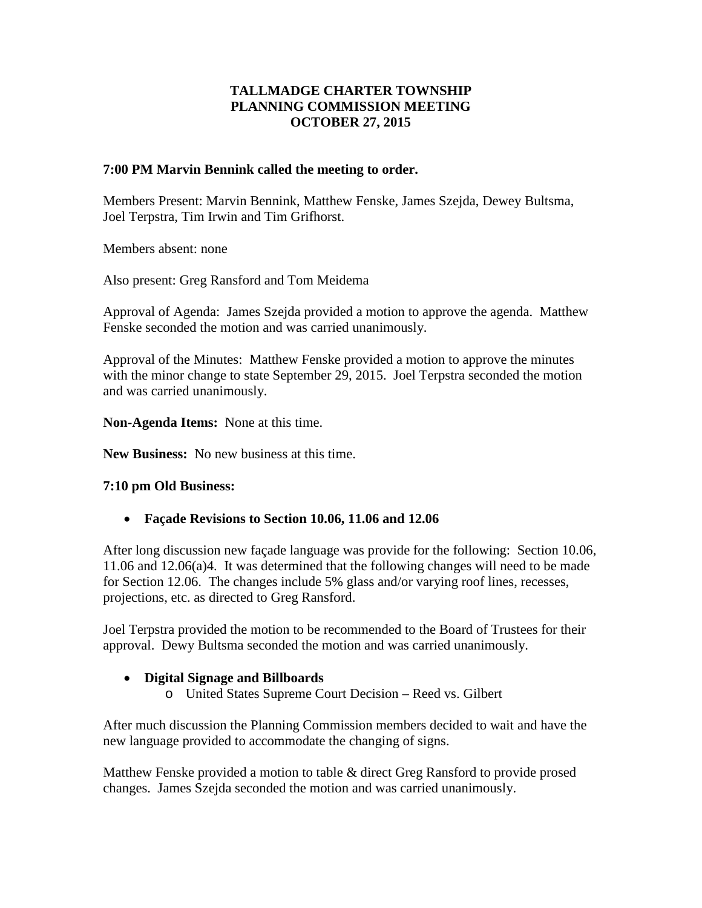**TALLMADGE CHARTER TOWNSHIP**
**PLANNING COMMISSION MEETING**
**OCTOBER 27, 2015**

**7:00 PM Marvin Bennink called the meeting to order.**

Members Present: Marvin Bennink, Matthew Fenske, James Szejda, Dewey Bultsma, Joel Terpstra, Tim Irwin and Tim Grifhorst.

Members absent: none

Also present: Greg Ransford and Tom Meidema

Approval of Agenda: James Szejda provided a motion to approve the agenda. Matthew Fenske seconded the motion and was carried unanimously.

Approval of the Minutes: Matthew Fenske provided a motion to approve the minutes with the minor change to state September 29, 2015. Joel Terpstra seconded the motion and was carried unanimously.

**Non-Agenda Items:** None at this time.

**New Business:** No new business at this time.

**7:10 pm Old Business:**

- **Façade Revisions to Section 10.06, 11.06 and 12.06**

After long discussion new façade language was provide for the following: Section 10.06, 11.06 and 12.06(a)4. It was determined that the following changes will need to be made for Section 12.06. The changes include 5% glass and/or varying roof lines, recesses, projections, etc. as directed to Greg Ransford.

Joel Terpstra provided the motion to be recommended to the Board of Trustees for their approval. Dewy Bultsma seconded the motion and was carried unanimously.

- **Digital Signage and Billboards**
  - United States Supreme Court Decision – Reed vs. Gilbert

After much discussion the Planning Commission members decided to wait and have the new language provided to accommodate the changing of signs.

Matthew Fenske provided a motion to table & direct Greg Ransford to provide prosed changes. James Szejda seconded the motion and was carried unanimously.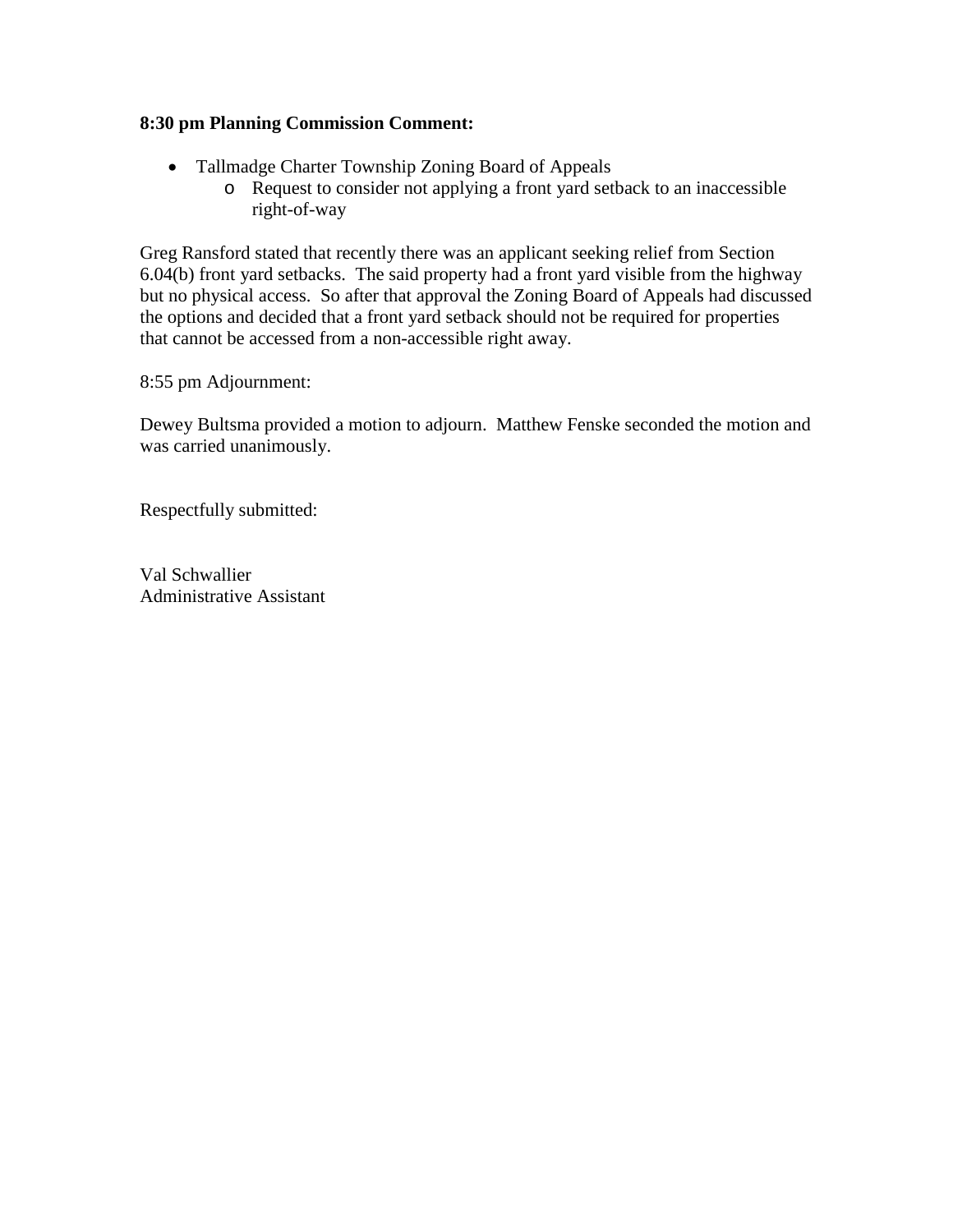**8:30 pm Planning Commission Comment:**

- Tallmadge Charter Township Zoning Board of Appeals
  - Request to consider not applying a front yard setback to an inaccessible right-of-way

Greg Ransford stated that recently there was an applicant seeking relief from Section 6.04(b) front yard setbacks. The said property had a front yard visible from the highway but no physical access. So after that approval the Zoning Board of Appeals had discussed the options and decided that a front yard setback should not be required for properties that cannot be accessed from a non-accessible right away.

8:55 pm Adjournment:

Dewey Bultsma provided a motion to adjourn. Matthew Fenske seconded the motion and was carried unanimously.

Respectfully submitted:

Val Schwallier
Administrative Assistant